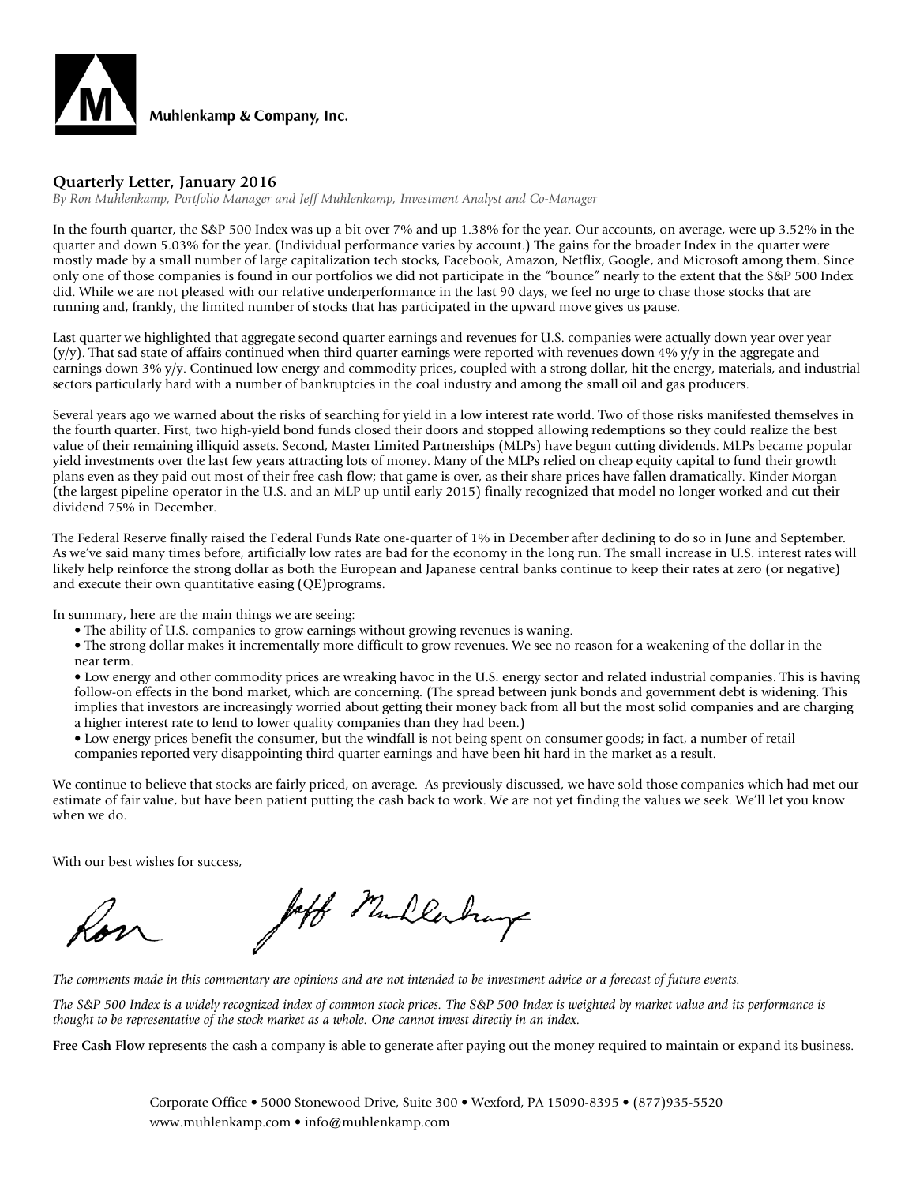Muhlenkamp & Company, Inc.

## Quarterly Letter, January 2016

*By Ron Muhlenkamp, Portfolio Manager and Jeff Muhlenkamp, Investment Analyst and Co-Manager*

In the fourth quarter, the S&P 500 Index was up a bit over 7% and up 1.38% for the year. Our accounts, on average, were up 3.52% in the quarter and down 5.03% for the year. (Individual performance varies by account.) The gains for the broader Index in the quarter were mostly made by a small number of large capitalization tech stocks, Facebook, Amazon, Netflix, Google, and Microsoft among them. Since only one of those companies is found in our portfolios we did not participate in the "bounce" nearly to the extent that the S&P 500 Index did. While we are not pleased with our relative underperformance in the last 90 days, we feel no urge to chase those stocks that are running and, frankly, the limited number of stocks that has participated in the upward move gives us pause.

Last quarter we highlighted that aggregate second quarter earnings and revenues for U.S. companies were actually down year over year (y/y). That sad state of affairs continued when third quarter earnings were reported with revenues down 4% y/y in the aggregate and earnings down 3% y/y. Continued low energy and commodity prices, coupled with a strong dollar, hit the energy, materials, and industrial sectors particularly hard with a number of bankruptcies in the coal industry and among the small oil and gas producers.

Several years ago we warned about the risks of searching for yield in a low interest rate world. Two of those risks manifested themselves in the fourth quarter. First, two high-yield bond funds closed their doors and stopped allowing redemptions so they could realize the best value of their remaining illiquid assets. Second, Master Limited Partnerships (MLPs) have begun cutting dividends. MLPs became popular yield investments over the last few years attracting lots of money. Many of the MLPs relied on cheap equity capital to fund their growth plans even as they paid out most of their free cash flow; that game is over, as their share prices have fallen dramatically. Kinder Morgan (the largest pipeline operator in the U.S. and an MLP up until early 2015) finally recognized that model no longer worked and cut their dividend 75% in December.

The Federal Reserve finally raised the Federal Funds Rate one-quarter of 1% in December after declining to do so in June and September. As we've said many times before, artificially low rates are bad for the economy in the long run. The small increase in U.S. interest rates will likely help reinforce the strong dollar as both the European and Japanese central banks continue to keep their rates at zero (or negative) and execute their own quantitative easing (QE)programs.

In summary, here are the main things we are seeing:

- The ability of U.S. companies to grow earnings without growing revenues is waning.
- The strong dollar makes it incrementally more difficult to grow revenues. We see no reason for a weakening of the dollar in the near term.
- Low energy and other commodity prices are wreaking havoc in the U.S. energy sector and related industrial companies. This is having follow-on effects in the bond market, which are concerning. (The spread between junk bonds and government debt is widening. This implies that investors are increasingly worried about getting their money back from all but the most solid companies and are charging a higher interest rate to lend to lower quality companies than they had been.)
- Low energy prices benefit the consumer, but the windfall is not being spent on consumer goods; in fact, a number of retail companies reported very disappointing third quarter earnings and have been hit hard in the market as a result.

We continue to believe that stocks are fairly priced, on average. As previously discussed, we have sold those companies which had met our estimate of fair value, but have been patient putting the cash back to work. We are not yet finding the values we seek. We'll let you know when we do.

With our best wishes for success,

Ron Jeff Muhlenkamp

*The comments made in this commentary are opinions and are not intended to be investment advice or a forecast of future events.*

*The S&P 500 Index is a widely recognized index of common stock prices. The S&P 500 Index is weighted by market value and its performance is thought to be representative of the stock market as a whole. One cannot invest directly in an index.*

**Free Cash Flow** represents the cash a company is able to generate after paying out the money required to maintain or expand its business.

Corporate Office • 5000 Stonewood Drive, Suite 300 • Wexford, PA 15090-8395 • (877)935-5520
www.muhlenkamp.com • info@muhlenkamp.com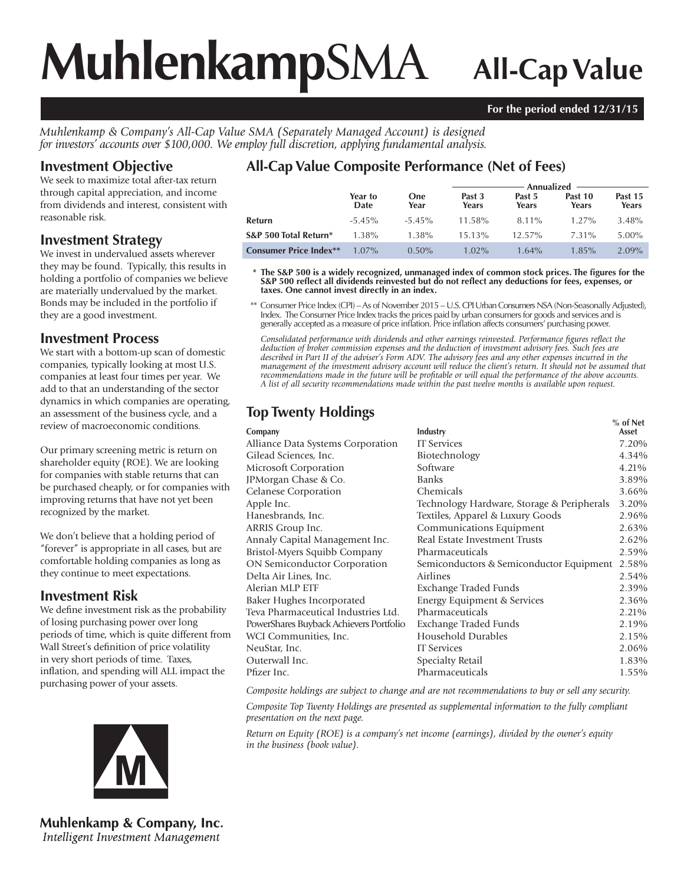# MuhlenkampSMA All-Cap Value

**For the period ended 12/31/15**

*Muhlenkamp & Company's All-Cap Value SMA (Separately Managed Account) is designed for investors' accounts over $100,000. We employ full discretion, applying fundamental analysis.*

## Investment Objective

We seek to maximize total after-tax return through capital appreciation, and income from dividends and interest, consistent with reasonable risk.

## Investment Strategy

We invest in undervalued assets wherever they may be found. Typically, this results in holding a portfolio of companies we believe are materially undervalued by the market. Bonds may be included in the portfolio if they are a good investment.

## Investment Process

We start with a bottom-up scan of domestic companies, typically looking at most U.S. companies at least four times per year. We add to that an understanding of the sector dynamics in which companies are operating, an assessment of the business cycle, and a review of macroeconomic conditions.

Our primary screening metric is return on shareholder equity (ROE). We are looking for companies with stable returns that can be purchased cheaply, or for companies with improving returns that have not yet been recognized by the market.

We don't believe that a holding period of "forever" is appropriate in all cases, but are comfortable holding companies as long as they continue to meet expectations.

## Investment Risk

We define investment risk as the probability of losing purchasing power over long periods of time, which is quite different from Wall Street's definition of price volatility in very short periods of time. Taxes, inflation, and spending will ALL impact the purchasing power of your assets.

## All-Cap Value Composite Performance (Net of Fees)

| | | | Annualized | | | |
|---|---|---|---|---|---|---|
| | **Year to Date** | **One Year** | **Past 3 Years** | **Past 5 Years** | **Past 10 Years** | **Past 15 Years** |
| **Return** | -5.45% | -5.45% | 11.58% | 8.11% | 1.27% | 3.48% |
| **S&P 500 Total Return*** | 1.38% | 1.38% | 15.13% | 12.57% | 7.31% | 5.00% |
| **Consumer Price Index**** | 1.07% | 0.50% | 1.02% | 1.64% | 1.85% | 2.09% |

\* **The S&P 500 is a widely recognized, unmanaged index of common stock prices. The figures for the S&P 500 reflect all dividends reinvested but do not reflect any deductions for fees, expenses, or taxes. One cannot invest directly in an index.**

\*\* Consumer Price Index (CPI) – As of November 2015 – U.S. CPI Urban Consumers NSA (Non-Seasonally Adjusted), Index. The Consumer Price Index tracks the prices paid by urban consumers for goods and services and is generally accepted as a measure of price inflation. Price inflation affects consumers' purchasing power.

*Consolidated performance with dividends and other earnings reinvested. Performance figures reflect the deduction of broker commission expenses and the deduction of investment advisory fees. Such fees are described in Part II of the adviser's Form ADV. The advisory fees and any other expenses incurred in the management of the investment advisory account will reduce the client's return. It should not be assumed that recommendations made in the future will be profitable or will equal the performance of the above accounts. A list of all security recommendations made within the past twelve months is available upon request.*

## Top Twenty Holdings

| Company | Industry | % of Net Asset |
|---|---|---|
| Alliance Data Systems Corporation | IT Services | 7.20% |
| Gilead Sciences, Inc. | Biotechnology | 4.34% |
| Microsoft Corporation | Software | 4.21% |
| JPMorgan Chase & Co. | Banks | 3.89% |
| Celanese Corporation | Chemicals | 3.66% |
| Apple Inc. | Technology Hardware, Storage & Peripherals | 3.20% |
| Hanesbrands, Inc. | Textiles, Apparel & Luxury Goods | 2.96% |
| ARRIS Group Inc. | Communications Equipment | 2.63% |
| Annaly Capital Management Inc. | Real Estate Investment Trusts | 2.62% |
| Bristol-Myers Squibb Company | Pharmaceuticals | 2.59% |
| ON Semiconductor Corporation | Semiconductors & Semiconductor Equipment | 2.58% |
| Delta Air Lines, Inc. | Airlines | 2.54% |
| Alerian MLP ETF | Exchange Traded Funds | 2.39% |
| Baker Hughes Incorporated | Energy Equipment & Services | 2.36% |
| Teva Pharmaceutical Industries Ltd. | Pharmaceuticals | 2.21% |
| PowerShares Buyback Achievers Portfolio | Exchange Traded Funds | 2.19% |
| WCI Communities, Inc. | Household Durables | 2.15% |
| NeuStar, Inc. | IT Services | 2.06% |
| Outerwall Inc. | Specialty Retail | 1.83% |
| Pfizer Inc. | Pharmaceuticals | 1.55% |

*Composite holdings are subject to change and are not recommendations to buy or sell any security.*

*Composite Top Twenty Holdings are presented as supplemental information to the fully compliant presentation on the next page.*

*Return on Equity (ROE) is a company's net income (earnings), divided by the owner's equity in the business (book value).*

**Muhlenkamp & Company, Inc.**
*Intelligent Investment Management*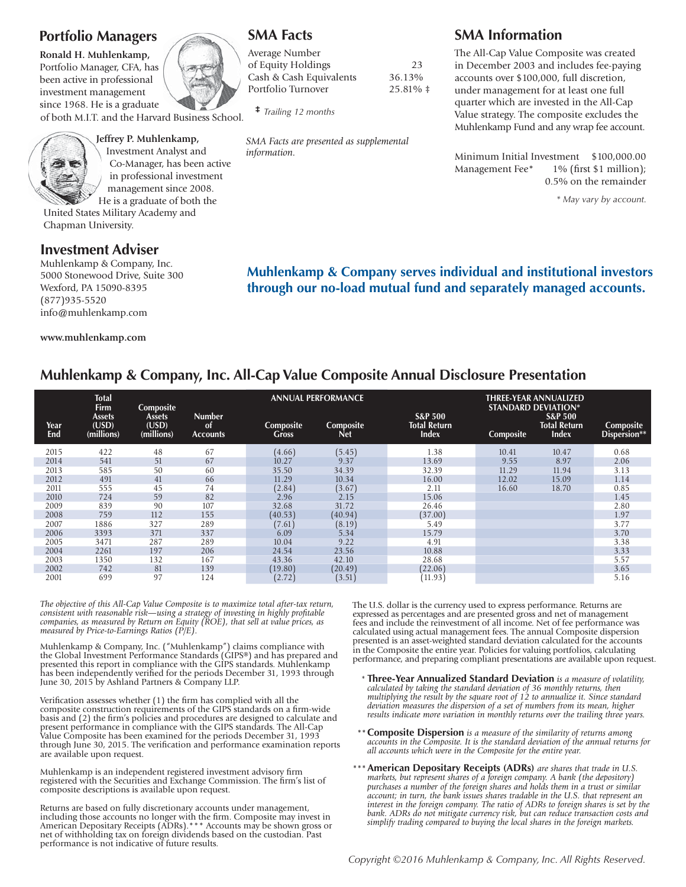## Portfolio Managers

**Ronald H. Muhlenkamp,** Portfolio Manager, CFA, has been active in professional investment management since 1968. He is a graduate of both M.I.T. and the Harvard Business School.

**Jeffrey P. Muhlenkamp,** Investment Analyst and Co-Manager, has been active in professional investment management since 2008. He is a graduate of both the United States Military Academy and Chapman University.

## Investment Adviser

Muhlenkamp & Company, Inc.
5000 Stonewood Drive, Suite 300
Wexford, PA 15090-8395
(877)935-5520
info@muhlenkamp.com

**www.muhlenkamp.com**

## SMA Facts

| | |
|---|---|
| Average Number of Equity Holdings | 23 |
| Cash & Cash Equivalents | 36.13% |
| Portfolio Turnover | 25.81% ‡ |

‡ *Trailing 12 months*

*SMA Facts are presented as supplemental information.*

## SMA Information

The All-Cap Value Composite was created in December 2003 and includes fee-paying accounts over $100,000, full discretion, under management for at least one full quarter which are invested in the All-Cap Value strategy. The composite excludes the Muhlenkamp Fund and any wrap fee account.

| | |
|---|---|
| Minimum Initial Investment | $100,000.00 |
| Management Fee* | 1% (first $1 million); 0.5% on the remainder |

*\* May vary by account.*

**Muhlenkamp & Company serves individual and institutional investors through our no-load mutual fund and separately managed accounts.**

## Muhlenkamp & Company, Inc. All-Cap Value Composite Annual Disclosure Presentation

| | | | | ANNUAL PERFORMANCE | | | THREE-YEAR ANNUALIZED STANDARD DEVIATION* | | |
|---|---|---|---|---|---|---|---|---|---|
| Year End | Total Firm Assets (USD) (millions) | Composite Assets (USD) (millions) | Number of Accounts | Composite Gross | Composite Net | S&P 500 Total Return Index | Composite | S&P 500 Total Return Index | Composite Dispersion** |
| 2015 | 422 | 48 | 67 | (4.66) | (5.45) | 1.38 | 10.41 | 10.47 | 0.68 |
| 2014 | 541 | 51 | 67 | 10.27 | 9.37 | 13.69 | 9.55 | 8.97 | 2.06 |
| 2013 | 585 | 50 | 60 | 35.50 | 34.39 | 32.39 | 11.29 | 11.94 | 3.13 |
| 2012 | 491 | 41 | 66 | 11.29 | 10.34 | 16.00 | 12.02 | 15.09 | 1.14 |
| 2011 | 555 | 45 | 74 | (2.84) | (3.67) | 2.11 | 16.60 | 18.70 | 0.85 |
| 2010 | 724 | 59 | 82 | 2.96 | 2.15 | 15.06 | | | 1.45 |
| 2009 | 839 | 90 | 107 | 32.68 | 31.72 | 26.46 | | | 2.80 |
| 2008 | 759 | 112 | 155 | (40.53) | (40.94) | (37.00) | | | 1.97 |
| 2007 | 1886 | 327 | 289 | (7.61) | (8.19) | 5.49 | | | 3.77 |
| 2006 | 3393 | 371 | 337 | 6.09 | 5.34 | 15.79 | | | 3.70 |
| 2005 | 3471 | 287 | 289 | 10.04 | 9.22 | 4.91 | | | 3.38 |
| 2004 | 2261 | 197 | 206 | 24.54 | 23.56 | 10.88 | | | 3.33 |
| 2003 | 1350 | 132 | 167 | 43.36 | 42.10 | 28.68 | | | 5.57 |
| 2002 | 742 | 81 | 139 | (19.80) | (20.49) | (22.06) | | | 3.65 |
| 2001 | 699 | 97 | 124 | (2.72) | (3.51) | (11.93) | | | 5.16 |

*The objective of this All-Cap Value Composite is to maximize total after-tax return, consistent with reasonable risk—using a strategy of investing in highly profitable companies, as measured by Return on Equity (ROE), that sell at value prices, as measured by Price-to-Earnings Ratios (P/E).*

Muhlenkamp & Company, Inc. ("Muhlenkamp") claims compliance with the Global Investment Performance Standards (GIPS®) and has prepared and presented this report in compliance with the GIPS standards. Muhlenkamp has been independently verified for the periods December 31, 1993 through June 30, 2015 by Ashland Partners & Company LLP.

Verification assesses whether (1) the firm has complied with all the composite construction requirements of the GIPS standards on a firm-wide basis and (2) the firm's policies and procedures are designed to calculate and present performance in compliance with the GIPS standards. The All-Cap Value Composite has been examined for the periods December 31, 1993 through June 30, 2015. The verification and performance examination reports are available upon request.

Muhlenkamp is an independent registered investment advisory firm registered with the Securities and Exchange Commission. The firm's list of composite descriptions is available upon request.

Returns are based on fully discretionary accounts under management, including those accounts no longer with the firm. Composite may invest in American Depositary Receipts (ADRs).*** Accounts may be shown gross or net of withholding tax on foreign dividends based on the custodian. Past performance is not indicative of future results.

The U.S. dollar is the currency used to express performance. Returns are expressed as percentages and are presented gross and net of management fees and include the reinvestment of all income. Net of fee performance was calculated using actual management fees. The annual Composite dispersion presented is an asset-weighted standard deviation calculated for the accounts in the Composite the entire year. Policies for valuing portfolios, calculating performance, and preparing compliant presentations are available upon request.

\* **Three-Year Annualized Standard Deviation** *is a measure of volatility, calculated by taking the standard deviation of 36 monthly returns, then multiplying the result by the square root of 12 to annualize it. Since standard deviation measures the dispersion of a set of numbers from its mean, higher results indicate more variation in monthly returns over the trailing three years.*

\*\* **Composite Dispersion** *is a measure of the similarity of returns among accounts in the Composite. It is the standard deviation of the annual returns for all accounts which were in the Composite for the entire year.*

\*\*\* **American Depositary Receipts (ADRs)** *are shares that trade in U.S. markets, but represent shares of a foreign company. A bank (the depository) purchases a number of the foreign shares and holds them in a trust or similar account; in turn, the bank issues shares tradable in the U.S. that represent an interest in the foreign company. The ratio of ADRs to foreign shares is set by the bank. ADRs do not mitigate currency risk, but can reduce transaction costs and simplify trading compared to buying the local shares in the foreign markets.*

*Copyright ©2016 Muhlenkamp & Company, Inc. All Rights Reserved.*